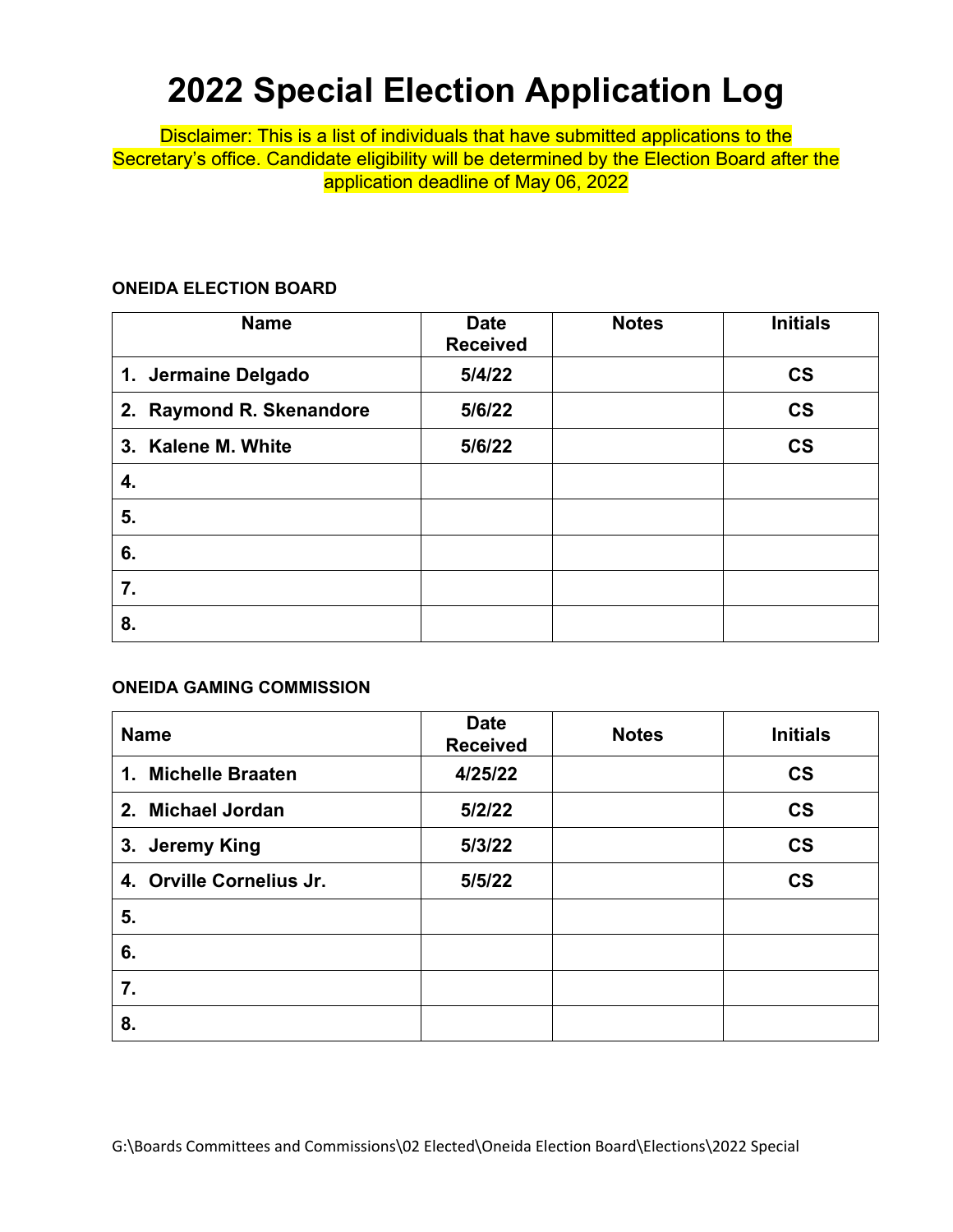# 2022 Special Election Application Log

Disclaimer: This is a list of individuals that have submitted applications to the Secretary's office. Candidate eligibility will be determined by the Election Board after the application deadline of May 06, 2022

**ONEIDA ELECTION BOARD**

| Name | Date Received | Notes | Initials |
|---|---|---|---|
| 1. Jermaine Delgado | 5/4/22 | | CS |
| 2. Raymond R. Skenandore | 5/6/22 | | CS |
| 3. Kalene M. White | 5/6/22 | | CS |
| 4. | | | |
| 5. | | | |
| 6. | | | |
| 7. | | | |
| 8. | | | |

**ONEIDA GAMING COMMISSION**

| Name | Date Received | Notes | Initials |
|---|---|---|---|
| 1. Michelle Braaten | 4/25/22 | | CS |
| 2. Michael Jordan | 5/2/22 | | CS |
| 3. Jeremy King | 5/3/22 | | CS |
| 4. Orville Cornelius Jr. | 5/5/22 | | CS |
| 5. | | | |
| 6. | | | |
| 7. | | | |
| 8. | | | |

G:\Boards Committees and Commissions\02 Elected\Oneida Election Board\Elections\2022 Special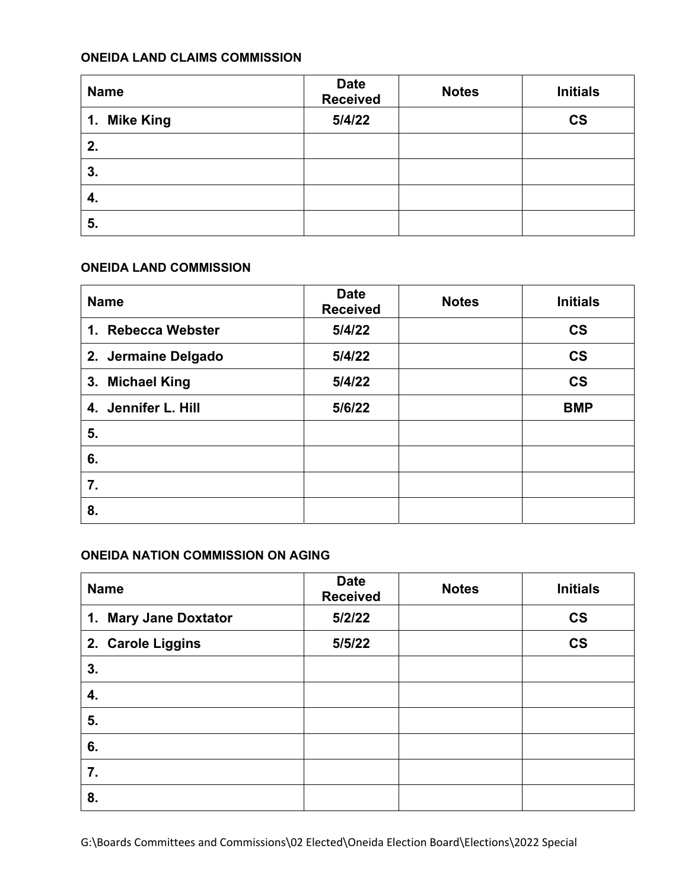### ONEIDA LAND CLAIMS COMMISSION

| Name | Date Received | Notes | Initials |
|---|---|---|---|
| 1. Mike King | 5/4/22 | | CS |
| 2. | | | |
| 3. | | | |
| 4. | | | |
| 5. | | | |

### ONEIDA LAND COMMISSION

| Name | Date Received | Notes | Initials |
|---|---|---|---|
| 1. Rebecca Webster | 5/4/22 | | CS |
| 2. Jermaine Delgado | 5/4/22 | | CS |
| 3. Michael King | 5/4/22 | | CS |
| 4. Jennifer L. Hill | 5/6/22 | | BMP |
| 5. | | | |
| 6. | | | |
| 7. | | | |
| 8. | | | |

### ONEIDA NATION COMMISSION ON AGING

| Name | Date Received | Notes | Initials |
|---|---|---|---|
| 1. Mary Jane Doxtator | 5/2/22 | | CS |
| 2. Carole Liggins | 5/5/22 | | CS |
| 3. | | | |
| 4. | | | |
| 5. | | | |
| 6. | | | |
| 7. | | | |
| 8. | | | |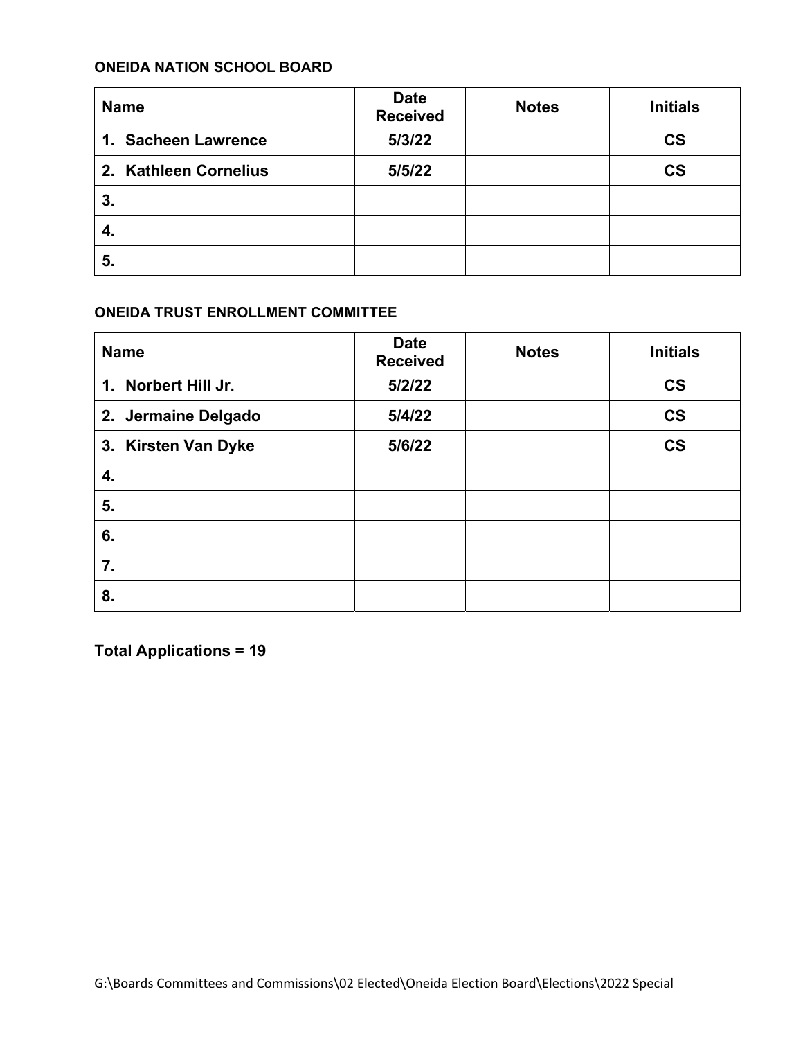**ONEIDA NATION SCHOOL BOARD**

| Name | Date Received | Notes | Initials |
|---|---|---|---|
| 1. Sacheen Lawrence | 5/3/22 | | CS |
| 2. Kathleen Cornelius | 5/5/22 | | CS |
| 3. | | | |
| 4. | | | |
| 5. | | | |

**ONEIDA TRUST ENROLLMENT COMMITTEE**

| Name | Date Received | Notes | Initials |
|---|---|---|---|
| 1. Norbert Hill Jr. | 5/2/22 | | CS |
| 2. Jermaine Delgado | 5/4/22 | | CS |
| 3. Kirsten Van Dyke | 5/6/22 | | CS |
| 4. | | | |
| 5. | | | |
| 6. | | | |
| 7. | | | |
| 8. | | | |

**Total Applications = 19**